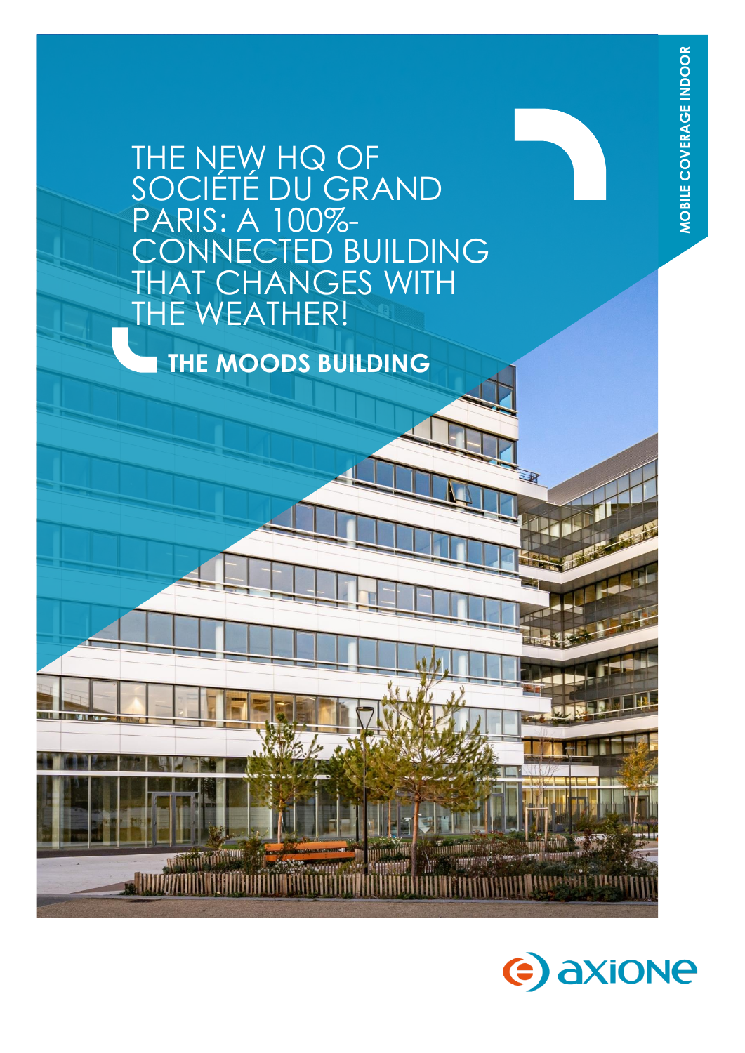MOBILE COVERAGE INDOOR

# THE NEW HQ OF SOCIÉTÉ DU GRAND PARIS: A 100%-CONNECTED BUILDING THAT CHANGES WITH THE WEATHER!

## THE MOODS BUILDING

axione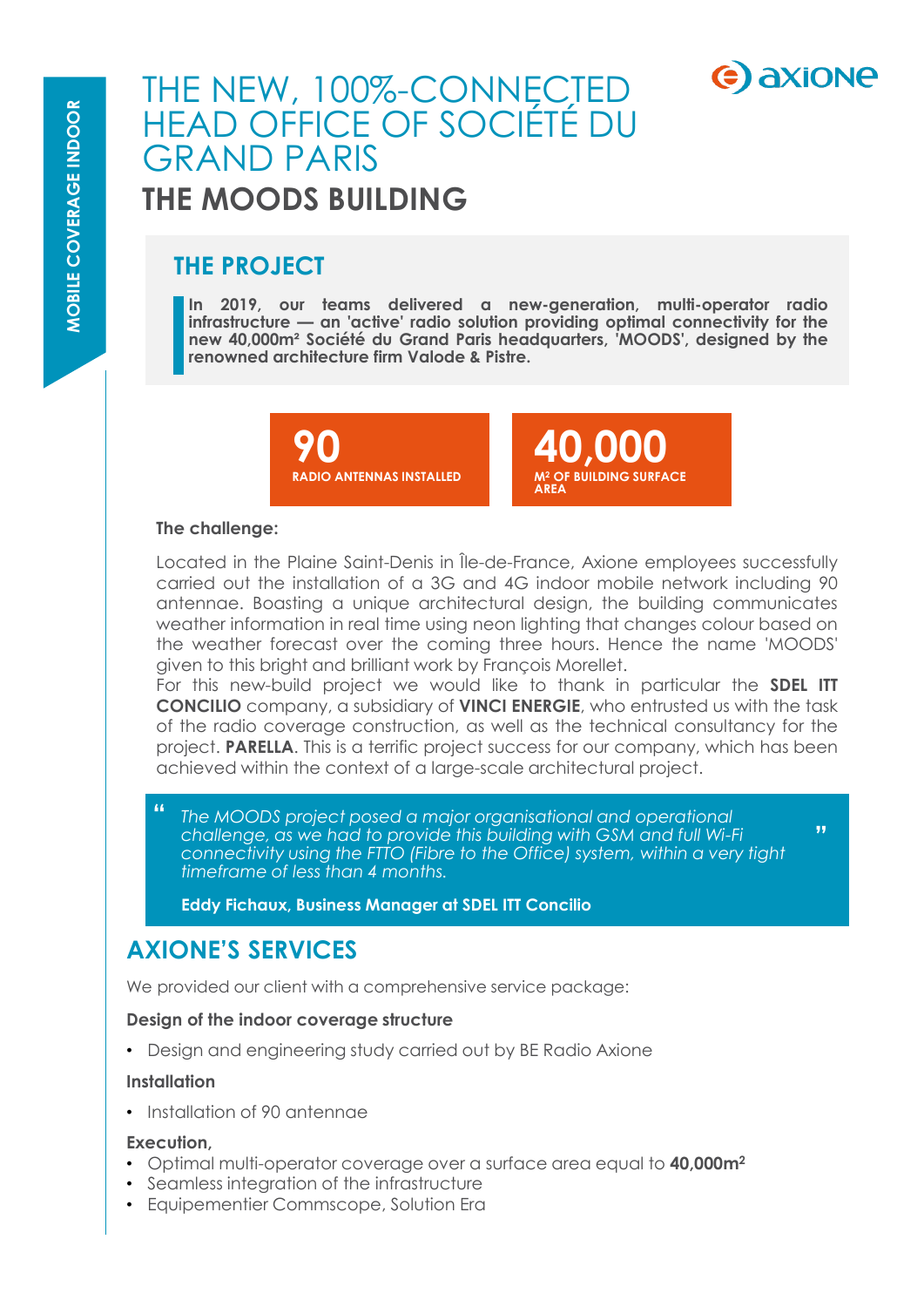MOBILE COVERAGE INDOOR

# THE NEW, 100%-CONNECTED HEAD OFFICE OF SOCIÉTÉ DU GRAND PARIS

## THE MOODS BUILDING

### THE PROJECT

**In 2019, our teams delivered a new-generation, multi-operator radio infrastructure — an 'active' radio solution providing optimal connectivity for the new 40,000m² Société du Grand Paris headquarters, 'MOODS', designed by the renowned architecture firm Valode & Pistre.**

**90**
RADIO ANTENNAS INSTALLED

**40,000**
M² OF BUILDING SURFACE AREA

**The challenge:**

Located in the Plaine Saint-Denis in Île-de-France, Axione employees successfully carried out the installation of a 3G and 4G indoor mobile network including 90 antennae. Boasting a unique architectural design, the building communicates weather information in real time using neon lighting that changes colour based on the weather forecast over the coming three hours. Hence the name 'MOODS' given to this bright and brilliant work by François Morellet.
For this new-build project we would like to thank in particular the **SDEL ITT CONCILIO** company, a subsidiary of **VINCI ENERGIE**, who entrusted us with the task of the radio coverage construction, as well as the technical consultancy for the project. **PARELLA**. This is a terrific project success for our company, which has been achieved within the context of a large-scale architectural project.

> “ *The MOODS project posed a major organisational and operational challenge, as we had to provide this building with GSM and full Wi-Fi connectivity using the FTTO (Fibre to the Office) system, within a very tight timeframe of less than 4 months.* ”
>
> **Eddy Fichaux, Business Manager at SDEL ITT Concilio**

### AXIONE'S SERVICES

We provided our client with a comprehensive service package:

**Design of the indoor coverage structure**

- Design and engineering study carried out by BE Radio Axione

**Installation**

- Installation of 90 antennae

**Execution,**

- Optimal multi-operator coverage over a surface area equal to **40,000m²**
- Seamless integration of the infrastructure
- Equipementier Commscope, Solution Era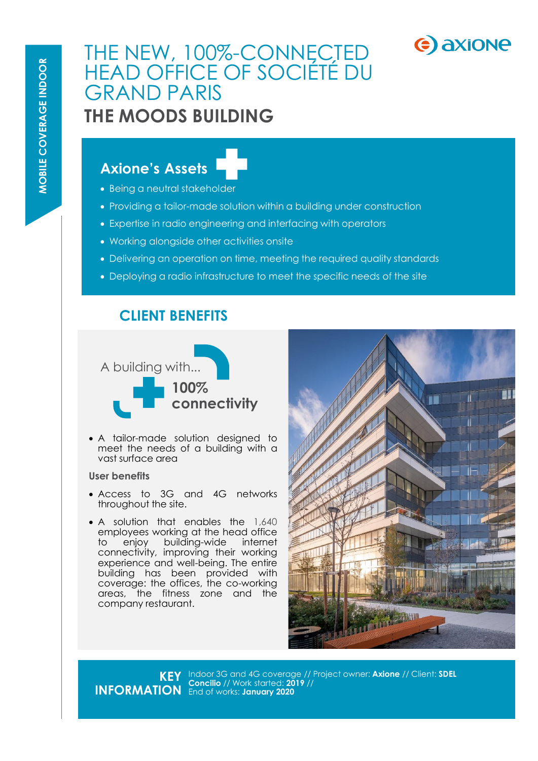MOBILE COVERAGE INDOOR

# THE NEW, 100%-CONNECTED HEAD OFFICE OF SOCIÉTÉ DU GRAND PARIS

## THE MOODS BUILDING

### Axione's Assets

- Being a neutral stakeholder
- Providing a tailor-made solution within a building under construction
- Expertise in radio engineering and interfacing with operators
- Working alongside other activities onsite
- Delivering an operation on time, meeting the required quality standards
- Deploying a radio infrastructure to meet the specific needs of the site

## CLIENT BENEFITS

A building with... **100% connectivity**

- A tailor-made solution designed to meet the needs of a building with a vast surface area

**User benefits**

- Access to 3G and 4G networks throughout the site.
- A solution that enables the 1,640 employees working at the head office to enjoy building-wide internet connectivity, improving their working experience and well-being. The entire building has been provided with coverage: the offices, the co-working areas, the fitness zone and the company restaurant.

**KEY INFORMATION** Indoor 3G and 4G coverage // Project owner: **Axione** // Client: **SDEL Concilio** // Work started: **2019** // End of works: **January 2020**